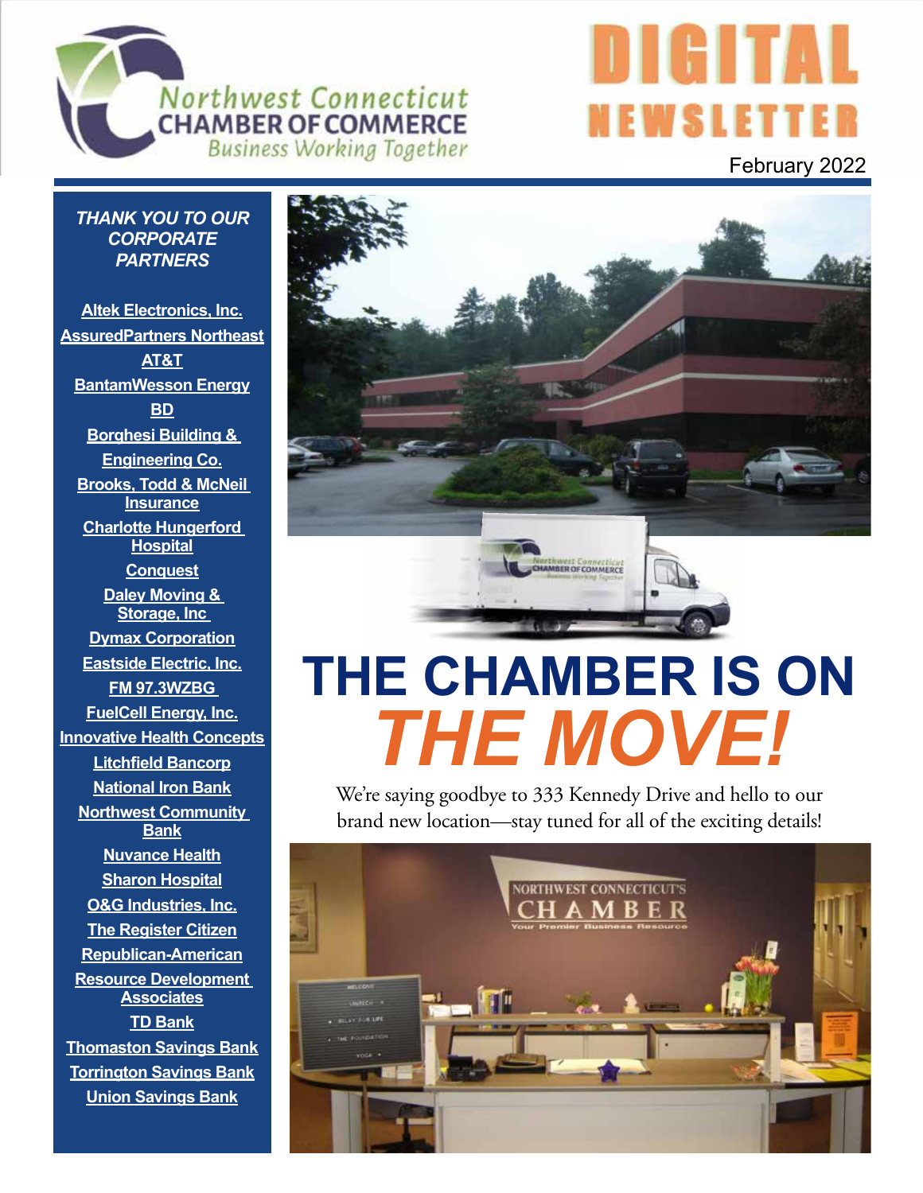# Northwest Connecticut CHAMBER OF COMMERCE

*Business Working Together*

# DIGITAL NEWSLETTER

February 2022

***THANK YOU TO OUR CORPORATE PARTNERS***

- Altek Electronics, Inc.
- AssuredPartners Northeast
- AT&T
- BantamWesson Energy
- BD
- Borghesi Building & Engineering Co.
- Brooks, Todd & McNeil Insurance
- Charlotte Hungerford Hospital
- Conquest
- Daley Moving & Storage, Inc
- Dymax Corporation
- Eastside Electric, Inc.
- FM 97.3WZBG
- FuelCell Energy, Inc.
- Innovative Health Concepts
- Litchfield Bancorp
- National Iron Bank
- Northwest Community Bank
- Nuvance Health
- Sharon Hospital
- O&G Industries, Inc.
- The Register Citizen
- Republican-American
- Resource Development Associates
- TD Bank
- Thomaston Savings Bank
- Torrington Savings Bank
- Union Savings Bank

# THE CHAMBER IS ON *THE MOVE!*

We're saying goodbye to 333 Kennedy Drive and hello to our brand new location—stay tuned for all of the exciting details!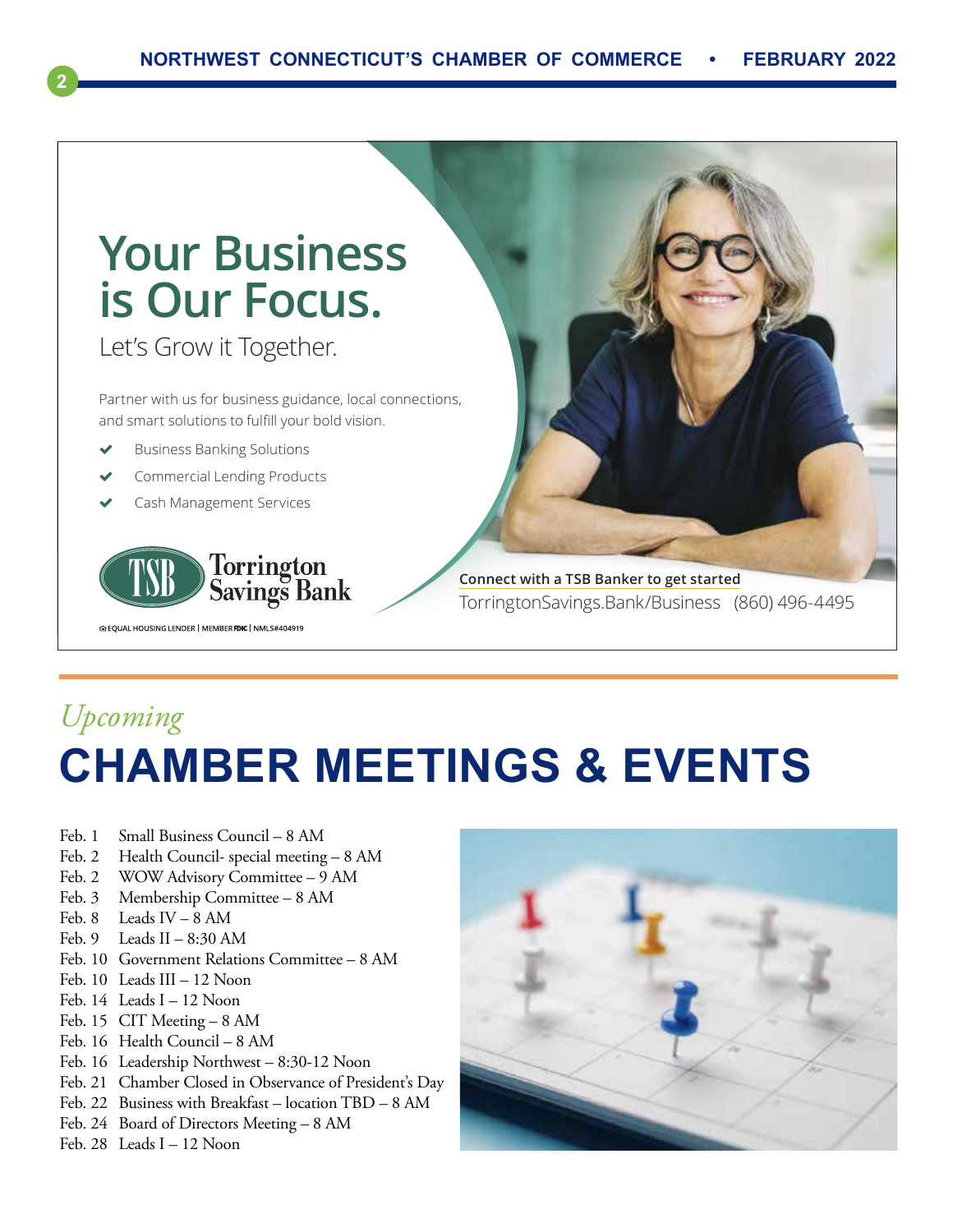# Your Business is Our Focus.

Let's Grow it Together.

Partner with us for business guidance, local connections, and smart solutions to fulfill your bold vision.

- Business Banking Solutions
- Commercial Lending Products
- Cash Management Services

TSB Torrington Savings Bank

EQUAL HOUSING LENDER | MEMBER FDIC | NMLS#404919

**Connect with a TSB Banker to get started**
TorringtonSavings.Bank/Business (860) 496-4495

*Upcoming*

# CHAMBER MEETINGS & EVENTS

- Feb. 1 Small Business Council – 8 AM
- Feb. 2 Health Council- special meeting – 8 AM
- Feb. 2 WOW Advisory Committee – 9 AM
- Feb. 3 Membership Committee – 8 AM
- Feb. 8 Leads IV – 8 AM
- Feb. 9 Leads II – 8:30 AM
- Feb. 10 Government Relations Committee – 8 AM
- Feb. 10 Leads III – 12 Noon
- Feb. 14 Leads I – 12 Noon
- Feb. 15 CIT Meeting – 8 AM
- Feb. 16 Health Council – 8 AM
- Feb. 16 Leadership Northwest – 8:30-12 Noon
- Feb. 21 Chamber Closed in Observance of President's Day
- Feb. 22 Business with Breakfast – location TBD – 8 AM
- Feb. 24 Board of Directors Meeting – 8 AM
- Feb. 28 Leads I – 12 Noon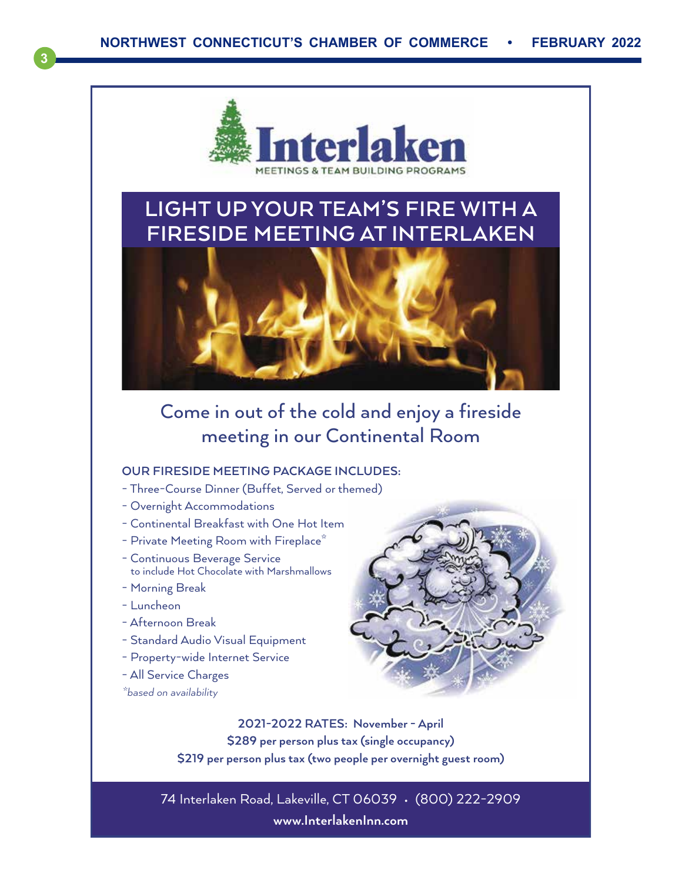# Interlaken

MEETINGS & TEAM BUILDING PROGRAMS

## LIGHT UP YOUR TEAM'S FIRE WITH A FIRESIDE MEETING AT INTERLAKEN

### Come in out of the cold and enjoy a fireside meeting in our Continental Room

**OUR FIRESIDE MEETING PACKAGE INCLUDES:**

- Three-Course Dinner (Buffet, Served or themed)
- Overnight Accommodations
- Continental Breakfast with One Hot Item
- Private Meeting Room with Fireplace*
- Continuous Beverage Service to include Hot Chocolate with Marshmallows
- Morning Break
- Luncheon
- Afternoon Break
- Standard Audio Visual Equipment
- Property-wide Internet Service
- All Service Charges

*based on availability*

**2021-2022 RATES: November - April**

**$289 per person plus tax (single occupancy)**

**$219 per person plus tax (two people per overnight guest room)**

74 Interlaken Road, Lakeville, CT 06039 • (800) 222-2909

**www.InterlakenInn.com**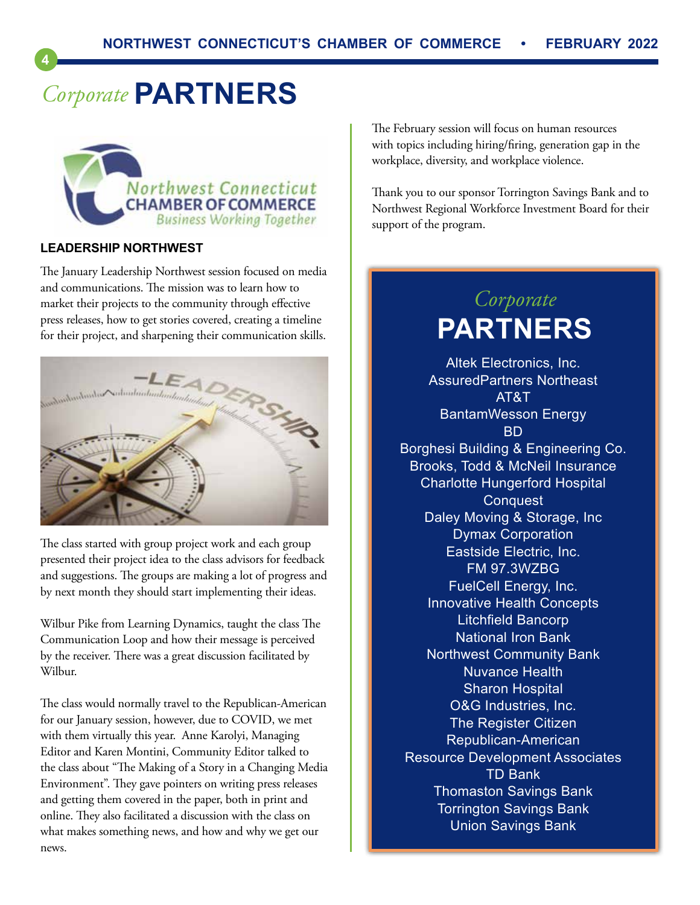# *Corporate* PARTNERS

### LEADERSHIP NORTHWEST

The January Leadership Northwest session focused on media and communications. The mission was to learn how to market their projects to the community through effective press releases, how to get stories covered, creating a timeline for their project, and sharpening their communication skills.

The class started with group project work and each group presented their project idea to the class advisors for feedback and suggestions. The groups are making a lot of progress and by next month they should start implementing their ideas.

Wilbur Pike from Learning Dynamics, taught the class The Communication Loop and how their message is perceived by the receiver. There was a great discussion facilitated by Wilbur.

The class would normally travel to the Republican-American for our January session, however, due to COVID, we met with them virtually this year. Anne Karolyi, Managing Editor and Karen Montini, Community Editor talked to the class about "The Making of a Story in a Changing Media Environment". They gave pointers on writing press releases and getting them covered in the paper, both in print and online. They also facilitated a discussion with the class on what makes something news, and how and why we get our news.

The February session will focus on human resources with topics including hiring/firing, generation gap in the workplace, diversity, and workplace violence.

Thank you to our sponsor Torrington Savings Bank and to Northwest Regional Workforce Investment Board for their support of the program.

## *Corporate* PARTNERS

Altek Electronics, Inc.
AssuredPartners Northeast
AT&T
BantamWesson Energy
BD
Borghesi Building & Engineering Co.
Brooks, Todd & McNeil Insurance
Charlotte Hungerford Hospital
Conquest
Daley Moving & Storage, Inc
Dymax Corporation
Eastside Electric, Inc.
FM 97.3WZBG
FuelCell Energy, Inc.
Innovative Health Concepts
Litchfield Bancorp
National Iron Bank
Northwest Community Bank
Nuvance Health
Sharon Hospital
O&G Industries, Inc.
The Register Citizen
Republican-American
Resource Development Associates
TD Bank
Thomaston Savings Bank
Torrington Savings Bank
Union Savings Bank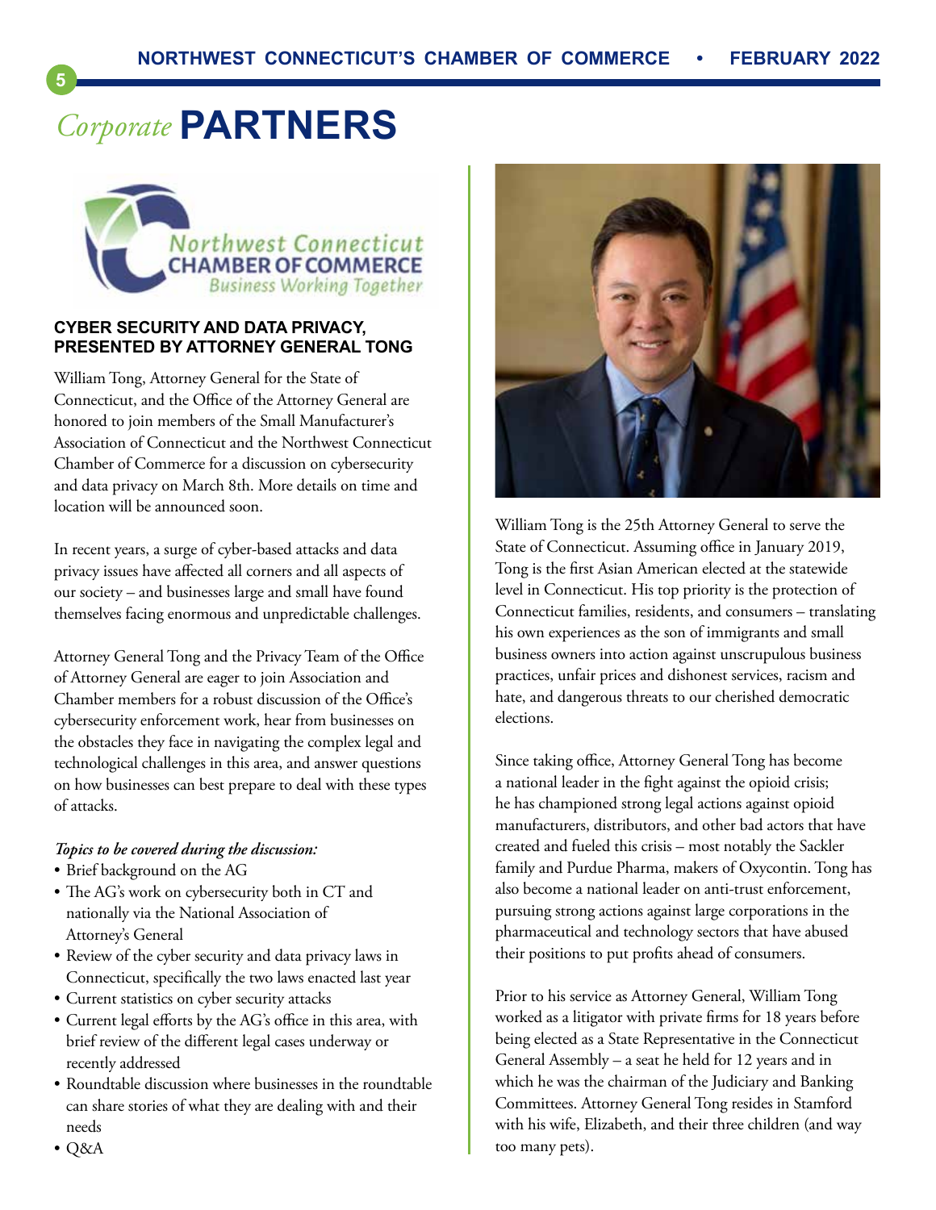# *Corporate* PARTNERS

Northwest Connecticut CHAMBER OF COMMERCE *Business Working Together*

### CYBER SECURITY AND DATA PRIVACY, PRESENTED BY ATTORNEY GENERAL TONG

William Tong, Attorney General for the State of Connecticut, and the Office of the Attorney General are honored to join members of the Small Manufacturer's Association of Connecticut and the Northwest Connecticut Chamber of Commerce for a discussion on cybersecurity and data privacy on March 8th. More details on time and location will be announced soon.

In recent years, a surge of cyber-based attacks and data privacy issues have affected all corners and all aspects of our society – and businesses large and small have found themselves facing enormous and unpredictable challenges.

Attorney General Tong and the Privacy Team of the Office of Attorney General are eager to join Association and Chamber members for a robust discussion of the Office's cybersecurity enforcement work, hear from businesses on the obstacles they face in navigating the complex legal and technological challenges in this area, and answer questions on how businesses can best prepare to deal with these types of attacks.

***Topics to be covered during the discussion:***

- Brief background on the AG
- The AG's work on cybersecurity both in CT and nationally via the National Association of Attorney's General
- Review of the cyber security and data privacy laws in Connecticut, specifically the two laws enacted last year
- Current statistics on cyber security attacks
- Current legal efforts by the AG's office in this area, with brief review of the different legal cases underway or recently addressed
- Roundtable discussion where businesses in the roundtable can share stories of what they are dealing with and their needs
- Q&A

William Tong is the 25th Attorney General to serve the State of Connecticut. Assuming office in January 2019, Tong is the first Asian American elected at the statewide level in Connecticut. His top priority is the protection of Connecticut families, residents, and consumers – translating his own experiences as the son of immigrants and small business owners into action against unscrupulous business practices, unfair prices and dishonest services, racism and hate, and dangerous threats to our cherished democratic elections.

Since taking office, Attorney General Tong has become a national leader in the fight against the opioid crisis; he has championed strong legal actions against opioid manufacturers, distributors, and other bad actors that have created and fueled this crisis – most notably the Sackler family and Purdue Pharma, makers of Oxycontin. Tong has also become a national leader on anti-trust enforcement, pursuing strong actions against large corporations in the pharmaceutical and technology sectors that have abused their positions to put profits ahead of consumers.

Prior to his service as Attorney General, William Tong worked as a litigator with private firms for 18 years before being elected as a State Representative in the Connecticut General Assembly – a seat he held for 12 years and in which he was the chairman of the Judiciary and Banking Committees. Attorney General Tong resides in Stamford with his wife, Elizabeth, and their three children (and way too many pets).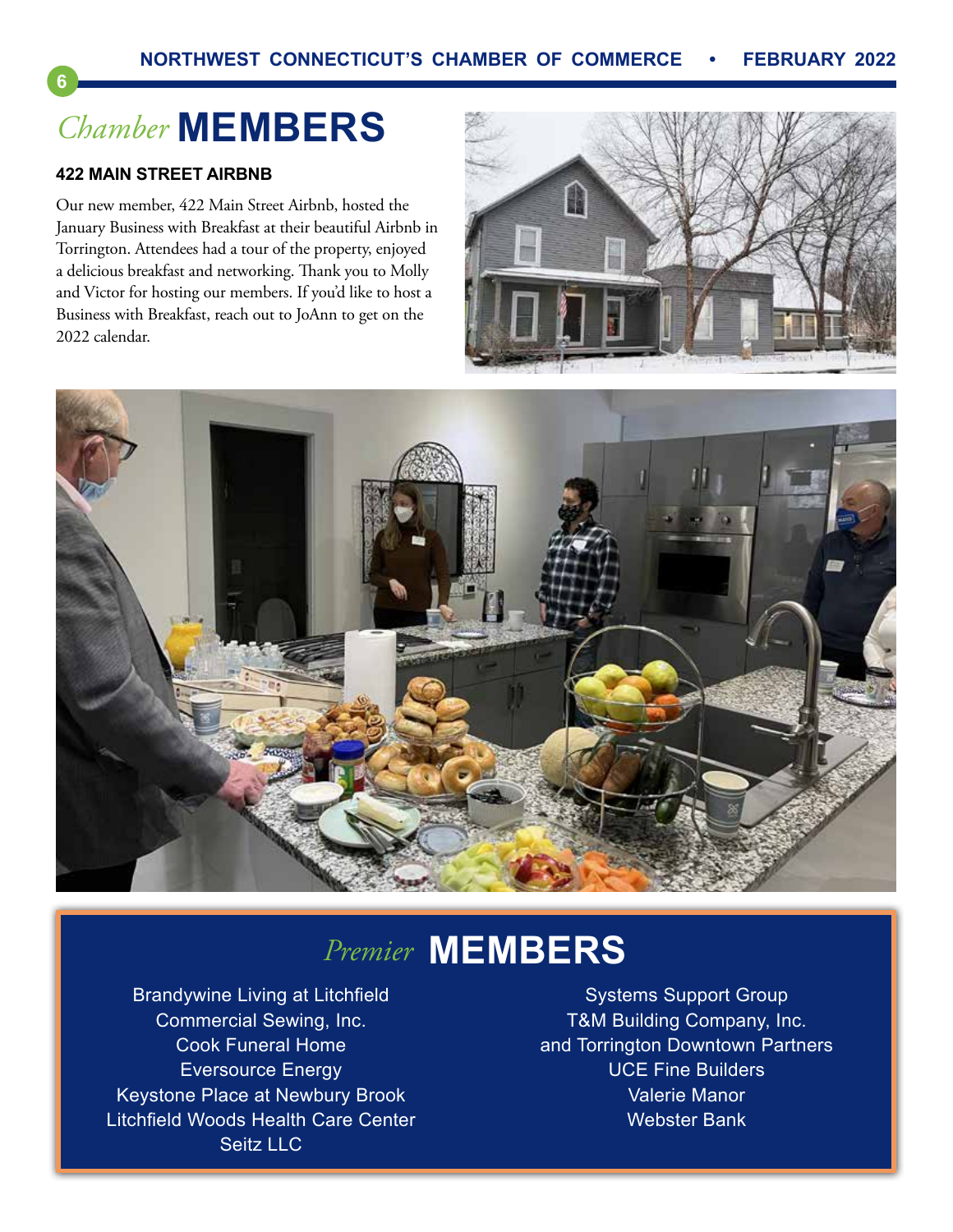# *Chamber* MEMBERS

### 422 MAIN STREET AIRBNB

Our new member, 422 Main Street Airbnb, hosted the January Business with Breakfast at their beautiful Airbnb in Torrington. Attendees had a tour of the property, enjoyed a delicious breakfast and networking. Thank you to Molly and Victor for hosting our members. If you'd like to host a Business with Breakfast, reach out to JoAnn to get on the 2022 calendar.

## *Premier* MEMBERS

Brandywine Living at Litchfield
Commercial Sewing, Inc.
Cook Funeral Home
Eversource Energy
Keystone Place at Newbury Brook
Litchfield Woods Health Care Center
Seitz LLC
Systems Support Group
T&M Building Company, Inc.
and Torrington Downtown Partners
UCE Fine Builders
Valerie Manor
Webster Bank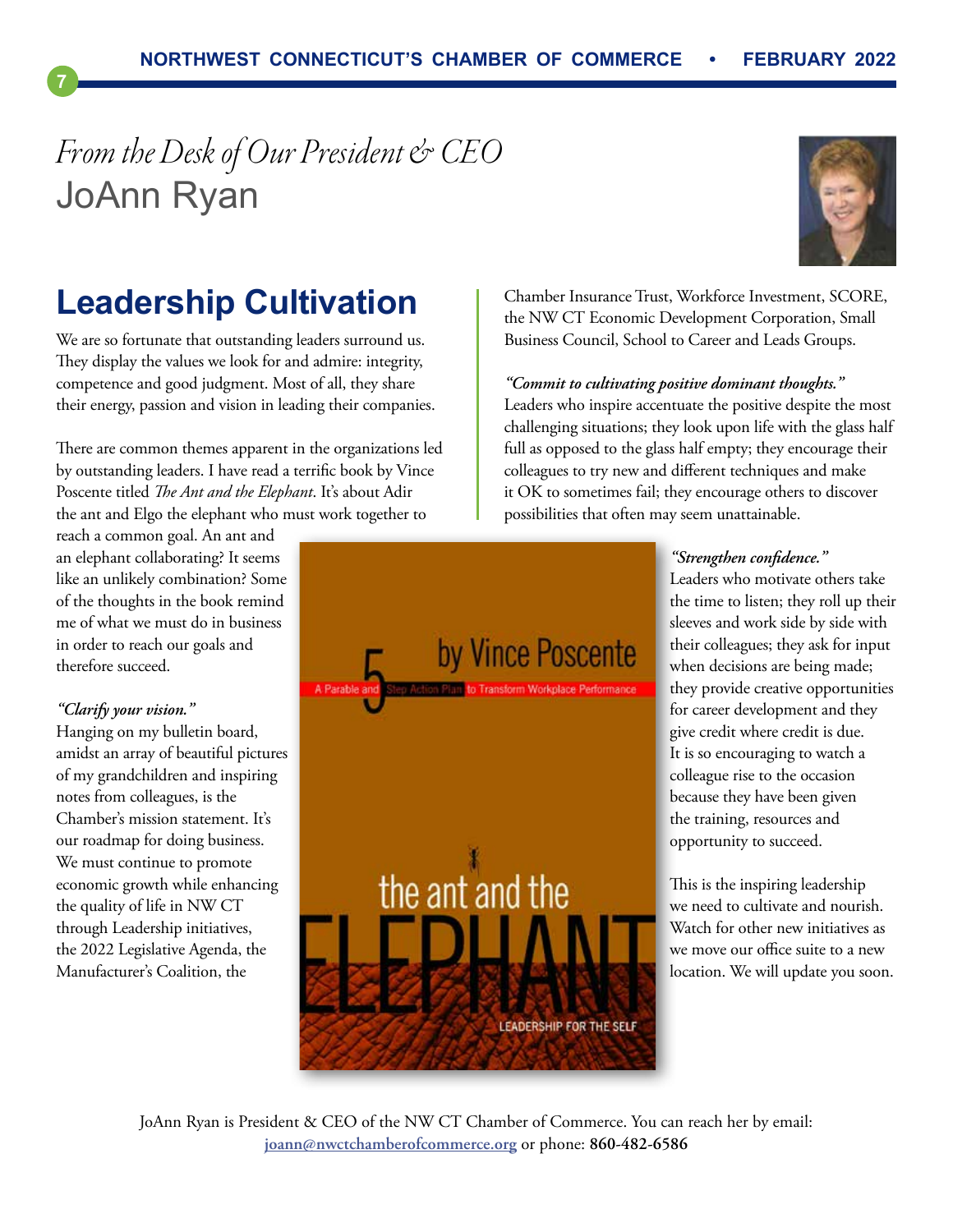*From the Desk of Our President & CEO*
JoAnn Ryan

## Leadership Cultivation

We are so fortunate that outstanding leaders surround us. They display the values we look for and admire: integrity, competence and good judgment. Most of all, they share their energy, passion and vision in leading their companies.

There are common themes apparent in the organizations led by outstanding leaders. I have read a terrific book by Vince Poscente titled *The Ant and the Elephant*. It's about Adir the ant and Elgo the elephant who must work together to reach a common goal. An ant and an elephant collaborating? It seems like an unlikely combination? Some of the thoughts in the book remind me of what we must do in business in order to reach our goals and therefore succeed.

***"Clarify your vision."***
Hanging on my bulletin board, amidst an array of beautiful pictures of my grandchildren and inspiring notes from colleagues, is the Chamber's mission statement. It's our roadmap for doing business. We must continue to promote economic growth while enhancing the quality of life in NW CT through Leadership initiatives, the 2022 Legislative Agenda, the Manufacturer's Coalition, the Chamber Insurance Trust, Workforce Investment, SCORE, the NW CT Economic Development Corporation, Small Business Council, School to Career and Leads Groups.

***"Commit to cultivating positive dominant thoughts."***
Leaders who inspire accentuate the positive despite the most challenging situations; they look upon life with the glass half full as opposed to the glass half empty; they encourage their colleagues to try new and different techniques and make it OK to sometimes fail; they encourage others to discover possibilities that often may seem unattainable.

***"Strengthen confidence."***
Leaders who motivate others take the time to listen; they roll up their sleeves and work side by side with their colleagues; they ask for input when decisions are being made; they provide creative opportunities for career development and they give credit where credit is due. It is so encouraging to watch a colleague rise to the occasion because they have been given the training, resources and opportunity to succeed.

This is the inspiring leadership we need to cultivate and nourish. Watch for other new initiatives as we move our office suite to a new location. We will update you soon.

JoAnn Ryan is President & CEO of the NW CT Chamber of Commerce. You can reach her by email: joann@nwctchamberofcommerce.org or phone: **860-482-6586**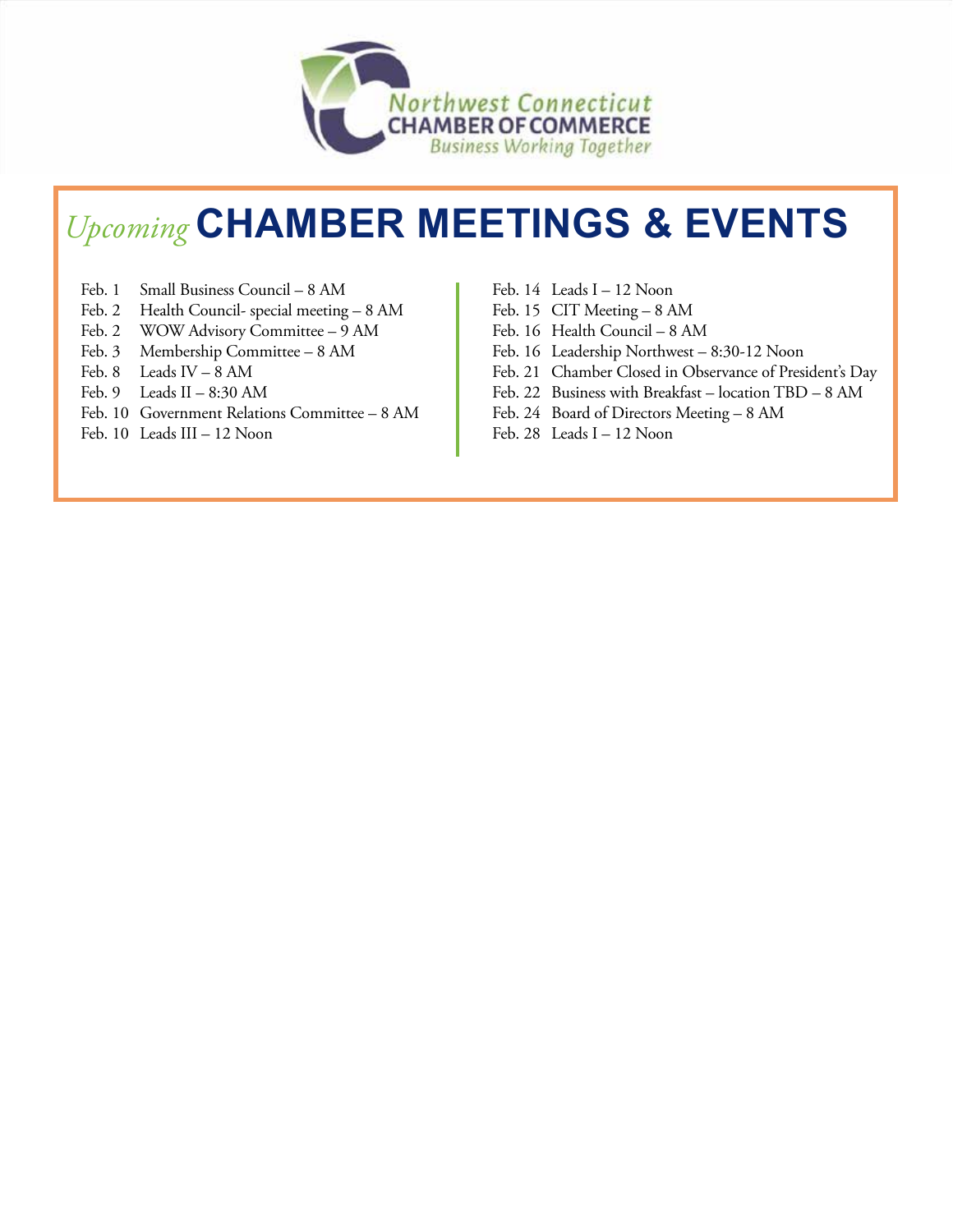Northwest Connecticut
CHAMBER OF COMMERCE
*Business Working Together*

# *Upcoming* CHAMBER MEETINGS & EVENTS

Feb. 1 Small Business Council – 8 AM
Feb. 2 Health Council- special meeting – 8 AM
Feb. 2 WOW Advisory Committee – 9 AM
Feb. 3 Membership Committee – 8 AM
Feb. 8 Leads IV – 8 AM
Feb. 9 Leads II – 8:30 AM
Feb. 10 Government Relations Committee – 8 AM
Feb. 10 Leads III – 12 Noon
Feb. 14 Leads I – 12 Noon
Feb. 15 CIT Meeting – 8 AM
Feb. 16 Health Council – 8 AM
Feb. 16 Leadership Northwest – 8:30-12 Noon
Feb. 21 Chamber Closed in Observance of President's Day
Feb. 22 Business with Breakfast – location TBD – 8 AM
Feb. 24 Board of Directors Meeting – 8 AM
Feb. 28 Leads I – 12 Noon